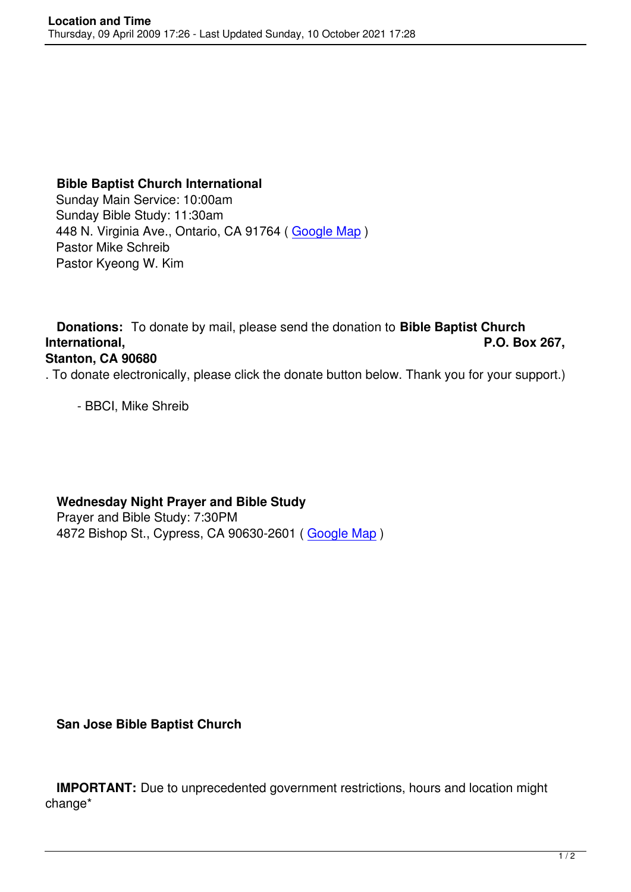**Bible Baptist Church International**
Sunday Main Service: 10:00am
Sunday Bible Study: 11:30am
448 N. Virginia Ave., Ontario, CA 91764 ( Google Map )
Pastor Mike Schreib
Pastor Kyeong W. Kim

**Donations:** To donate by mail, please send the donation to **Bible Baptist Church International, P.O. Box 267, Stanton, CA 90680**. To donate electronically, please click the donate button below. Thank you for your support.)

- BBCI, Mike Shreib

**Wednesday Night Prayer and Bible Study**
Prayer and Bible Study: 7:30PM
4872 Bishop St., Cypress, CA 90630-2601 ( Google Map )

**San Jose Bible Baptist Church**

**IMPORTANT:** Due to unprecedented government restrictions, hours and location might change*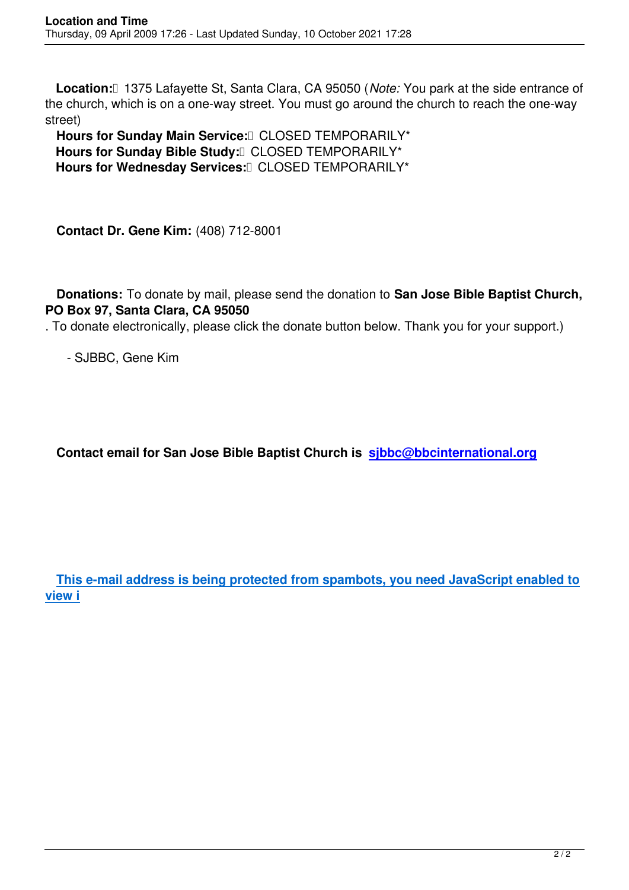**Location:** 1375 Lafayette St, Santa Clara, CA 95050 (*Note:* You park at the side entrance of the church, which is on a one-way street. You must go around the church to reach the one-way street)

**Hours for Sunday Main Service:** CLOSED TEMPORARILY*

**Hours for Sunday Bible Study:** CLOSED TEMPORARILY*

**Hours for Wednesday Services:** CLOSED TEMPORARILY*

**Contact Dr. Gene Kim:** (408) 712-8001

**Donations:** To donate by mail, please send the donation to **San Jose Bible Baptist Church, PO Box 97, Santa Clara, CA 95050**
. To donate electronically, please click the donate button below. Thank you for your support.)

- SJBBC, Gene Kim

**Contact email for San Jose Bible Baptist Church is [sjbbc@bbcinternational.org](mailto:sjbbc@bbcinternational.org)**

**This e-mail address is being protected from spambots, you need JavaScript enabled to view i**